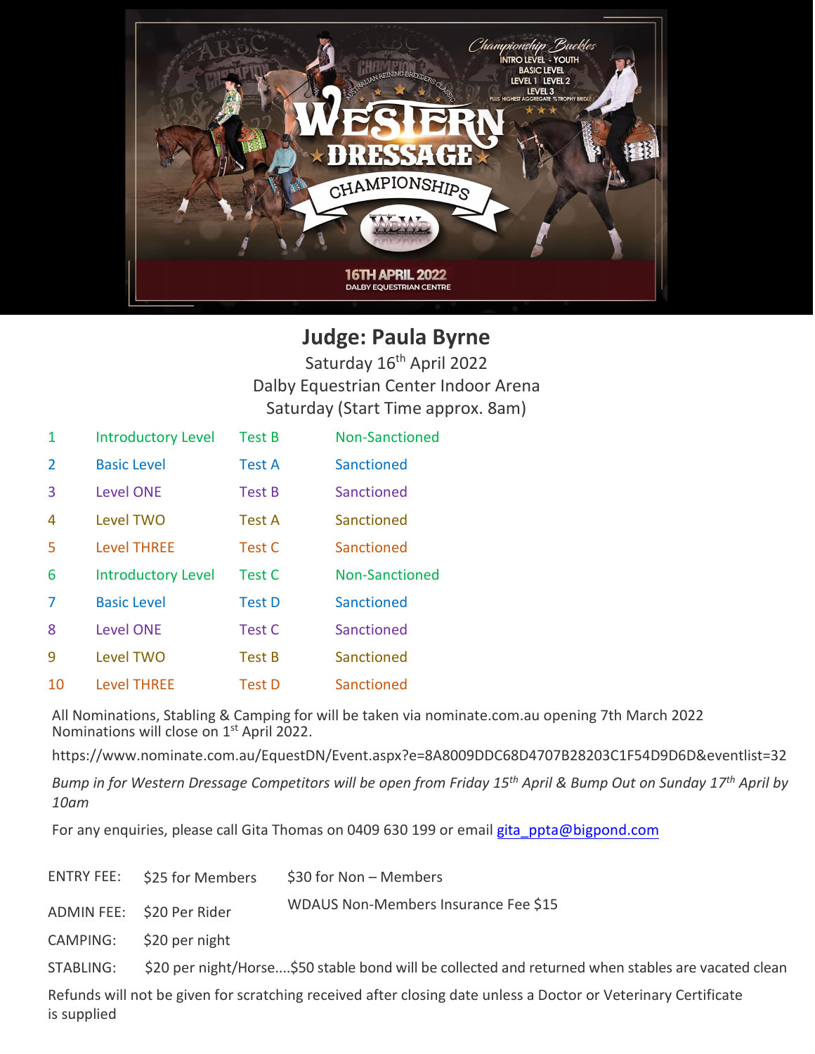# Judge: Paula Byrne

Saturday 16th April 2022
Dalby Equestrian Center Indoor Arena
Saturday (Start Time approx. 8am)

| | | | |
|---|---|---|---|
| 1 | Introductory Level | Test B | Non-Sanctioned |
| 2 | Basic Level | Test A | Sanctioned |
| 3 | Level ONE | Test B | Sanctioned |
| 4 | Level TWO | Test A | Sanctioned |
| 5 | Level THREE | Test C | Sanctioned |
| 6 | Introductory Level | Test C | Non-Sanctioned |
| 7 | Basic Level | Test D | Sanctioned |
| 8 | Level ONE | Test C | Sanctioned |
| 9 | Level TWO | Test B | Sanctioned |
| 10 | Level THREE | Test D | Sanctioned |

All Nominations, Stabling & Camping for will be taken via nominate.com.au opening 7th March 2022
Nominations will close on 1st April 2022.

https://www.nominate.com.au/EquestDN/Event.aspx?e=8A8009DDC68D4707B28203C1F54D9D6D&eventlist=32

*Bump in for Western Dressage Competitors will be open from Friday 15th April & Bump Out on Sunday 17th April by 10am*

For any enquiries, please call Gita Thomas on 0409 630 199 or email gita_ppta@bigpond.com

| | | |
|---|---|---|
| ENTRY FEE: | $25 for Members | $30 for Non – Members |
| ADMIN FEE: | $20 Per Rider | WDAUS Non-Members Insurance Fee $15 |
| CAMPING: | $20 per night | |

STABLING: $20 per night/Horse....$50 stable bond will be collected and returned when stables are vacated clean

Refunds will not be given for scratching received after closing date unless a Doctor or Veterinary Certificate is supplied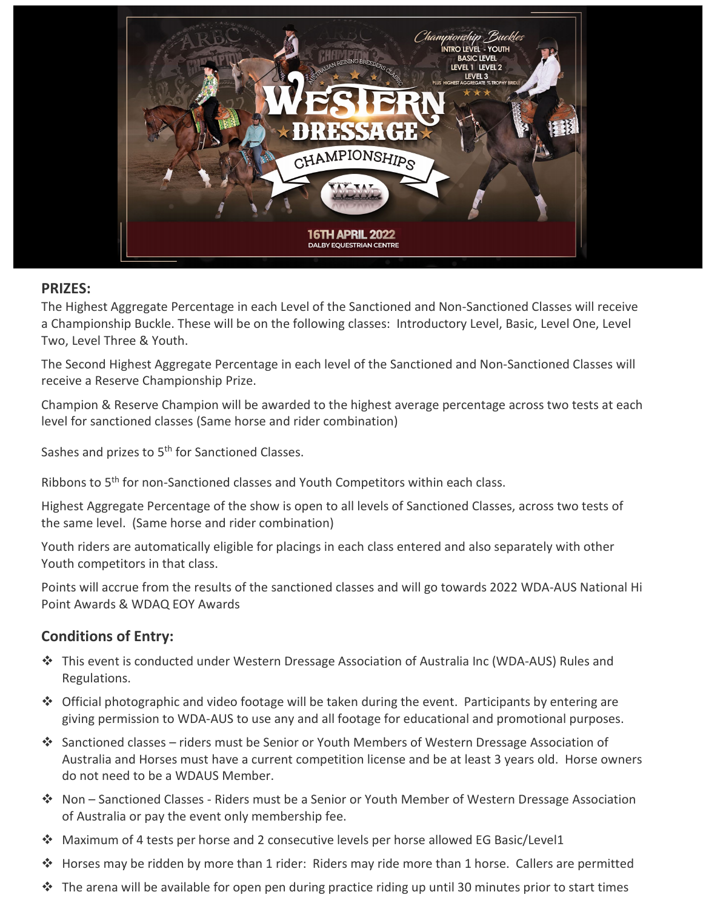## PRIZES:

The Highest Aggregate Percentage in each Level of the Sanctioned and Non-Sanctioned Classes will receive a Championship Buckle. These will be on the following classes: Introductory Level, Basic, Level One, Level Two, Level Three & Youth.

The Second Highest Aggregate Percentage in each level of the Sanctioned and Non-Sanctioned Classes will receive a Reserve Championship Prize.

Champion & Reserve Champion will be awarded to the highest average percentage across two tests at each level for sanctioned classes (Same horse and rider combination)

Sashes and prizes to 5th for Sanctioned Classes.

Ribbons to 5th for non-Sanctioned classes and Youth Competitors within each class.

Highest Aggregate Percentage of the show is open to all levels of Sanctioned Classes, across two tests of the same level. (Same horse and rider combination)

Youth riders are automatically eligible for placings in each class entered and also separately with other Youth competitors in that class.

Points will accrue from the results of the sanctioned classes and will go towards 2022 WDA-AUS National Hi Point Awards & WDAQ EOY Awards

## Conditions of Entry:

- This event is conducted under Western Dressage Association of Australia Inc (WDA-AUS) Rules and Regulations.
- Official photographic and video footage will be taken during the event. Participants by entering are giving permission to WDA-AUS to use any and all footage for educational and promotional purposes.
- Sanctioned classes – riders must be Senior or Youth Members of Western Dressage Association of Australia and Horses must have a current competition license and be at least 3 years old. Horse owners do not need to be a WDAUS Member.
- Non – Sanctioned Classes - Riders must be a Senior or Youth Member of Western Dressage Association of Australia or pay the event only membership fee.
- Maximum of 4 tests per horse and 2 consecutive levels per horse allowed EG Basic/Level1
- Horses may be ridden by more than 1 rider: Riders may ride more than 1 horse. Callers are permitted
- The arena will be available for open pen during practice riding up until 30 minutes prior to start times